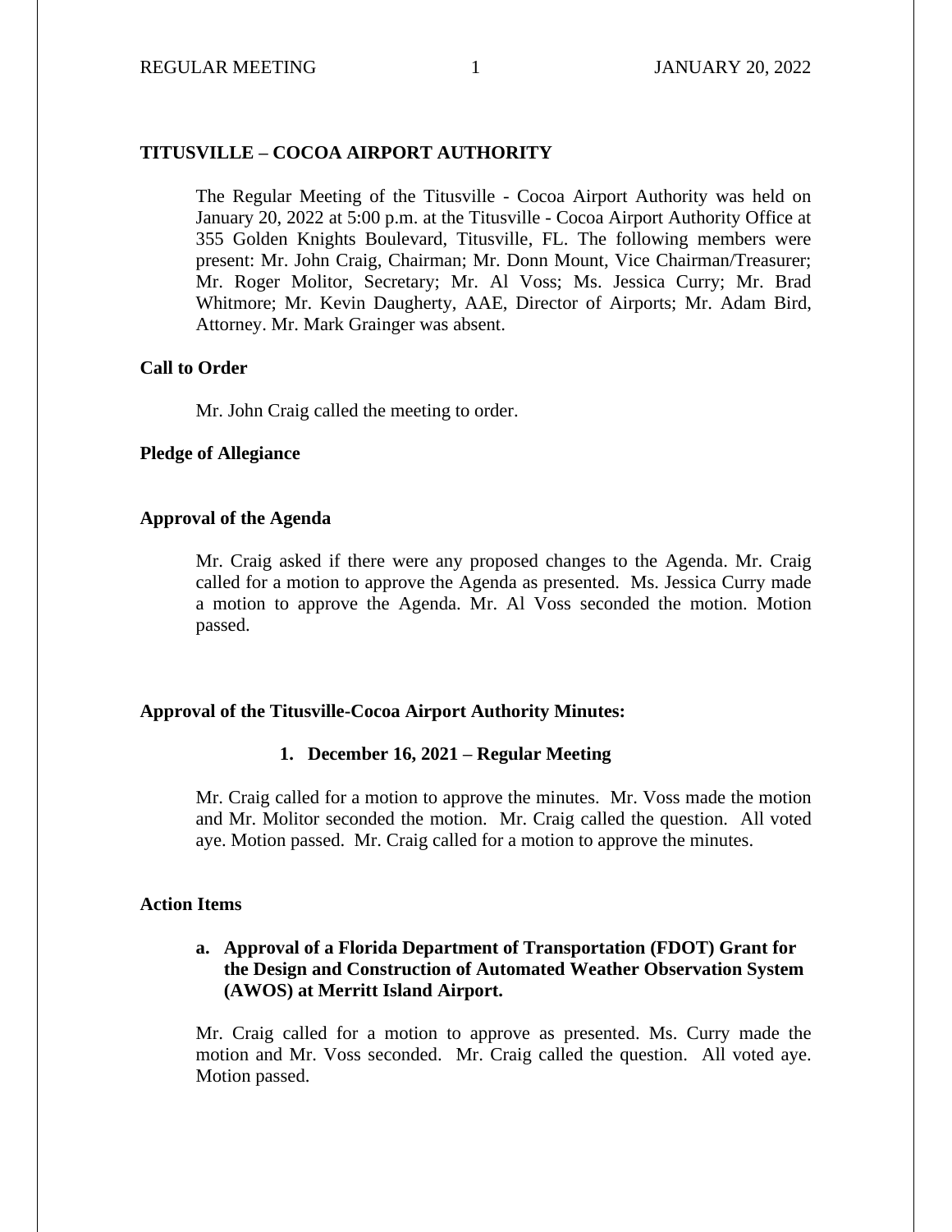## TITUSVILLE – COCOA AIRPORT AUTHORITY

The Regular Meeting of the Titusville - Cocoa Airport Authority was held on January 20, 2022 at 5:00 p.m. at the Titusville - Cocoa Airport Authority Office at 355 Golden Knights Boulevard, Titusville, FL. The following members were present: Mr. John Craig, Chairman; Mr. Donn Mount, Vice Chairman/Treasurer; Mr. Roger Molitor, Secretary; Mr. Al Voss; Ms. Jessica Curry; Mr. Brad Whitmore; Mr. Kevin Daugherty, AAE, Director of Airports; Mr. Adam Bird, Attorney. Mr. Mark Grainger was absent.

### Call to Order

Mr. John Craig called the meeting to order.

### Pledge of Allegiance

### Approval of the Agenda

Mr. Craig asked if there were any proposed changes to the Agenda. Mr. Craig called for a motion to approve the Agenda as presented. Ms. Jessica Curry made a motion to approve the Agenda. Mr. Al Voss seconded the motion. Motion passed.

### Approval of the Titusville-Cocoa Airport Authority Minutes:

1. **December 16, 2021 – Regular Meeting**

Mr. Craig called for a motion to approve the minutes. Mr. Voss made the motion and Mr. Molitor seconded the motion. Mr. Craig called the question. All voted aye. Motion passed. Mr. Craig called for a motion to approve the minutes.

### Action Items

**a. Approval of a Florida Department of Transportation (FDOT) Grant for the Design and Construction of Automated Weather Observation System (AWOS) at Merritt Island Airport.**

Mr. Craig called for a motion to approve as presented. Ms. Curry made the motion and Mr. Voss seconded. Mr. Craig called the question. All voted aye. Motion passed.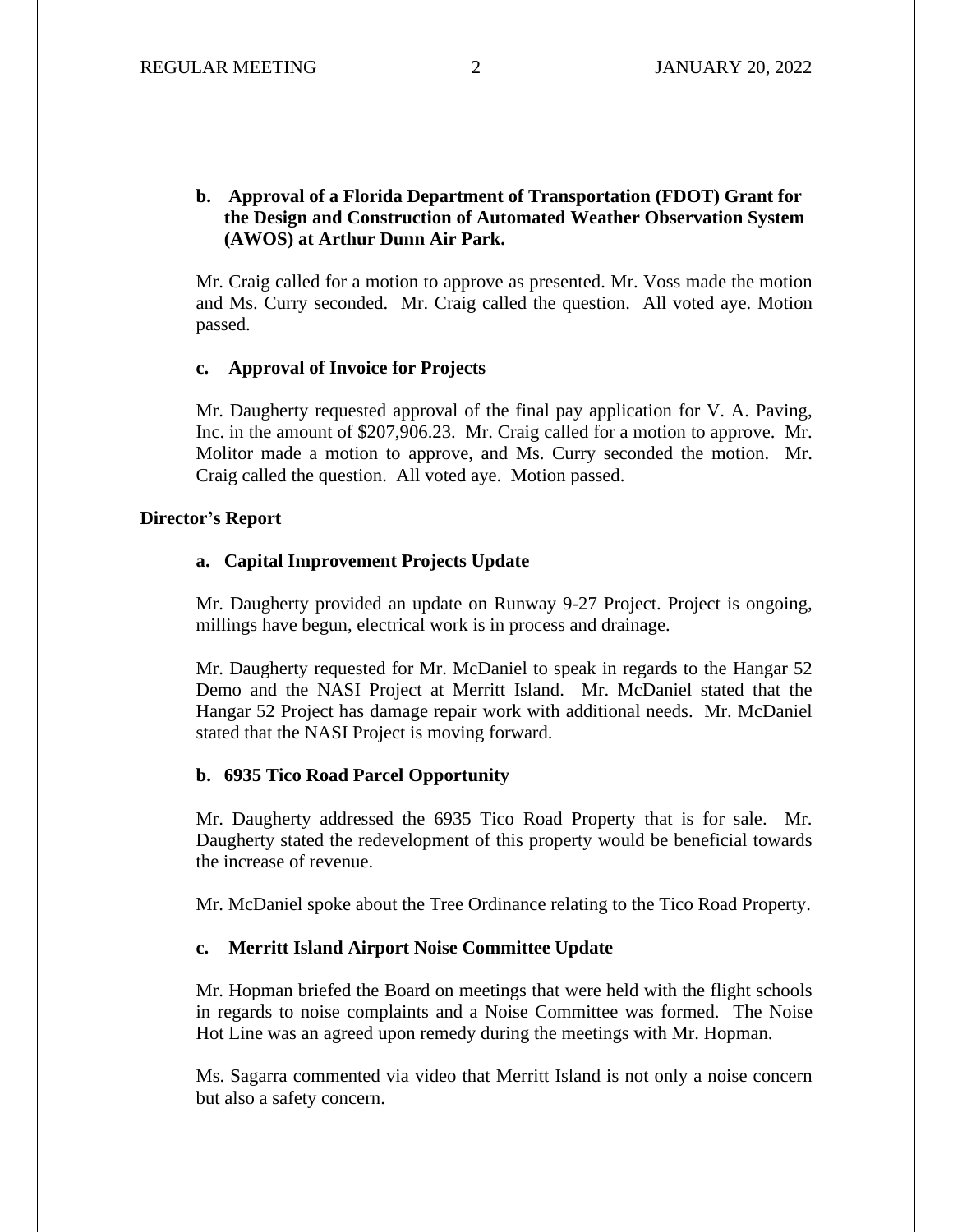**b. Approval of a Florida Department of Transportation (FDOT) Grant for the Design and Construction of Automated Weather Observation System (AWOS) at Arthur Dunn Air Park.**

Mr. Craig called for a motion to approve as presented. Mr. Voss made the motion and Ms. Curry seconded. Mr. Craig called the question. All voted aye. Motion passed.

**c. Approval of Invoice for Projects**

Mr. Daugherty requested approval of the final pay application for V. A. Paving, Inc. in the amount of $207,906.23. Mr. Craig called for a motion to approve. Mr. Molitor made a motion to approve, and Ms. Curry seconded the motion. Mr. Craig called the question. All voted aye. Motion passed.

## Director's Report

**a. Capital Improvement Projects Update**

Mr. Daugherty provided an update on Runway 9-27 Project. Project is ongoing, millings have begun, electrical work is in process and drainage.

Mr. Daugherty requested for Mr. McDaniel to speak in regards to the Hangar 52 Demo and the NASI Project at Merritt Island. Mr. McDaniel stated that the Hangar 52 Project has damage repair work with additional needs. Mr. McDaniel stated that the NASI Project is moving forward.

**b. 6935 Tico Road Parcel Opportunity**

Mr. Daugherty addressed the 6935 Tico Road Property that is for sale. Mr. Daugherty stated the redevelopment of this property would be beneficial towards the increase of revenue.

Mr. McDaniel spoke about the Tree Ordinance relating to the Tico Road Property.

**c. Merritt Island Airport Noise Committee Update**

Mr. Hopman briefed the Board on meetings that were held with the flight schools in regards to noise complaints and a Noise Committee was formed. The Noise Hot Line was an agreed upon remedy during the meetings with Mr. Hopman.

Ms. Sagarra commented via video that Merritt Island is not only a noise concern but also a safety concern.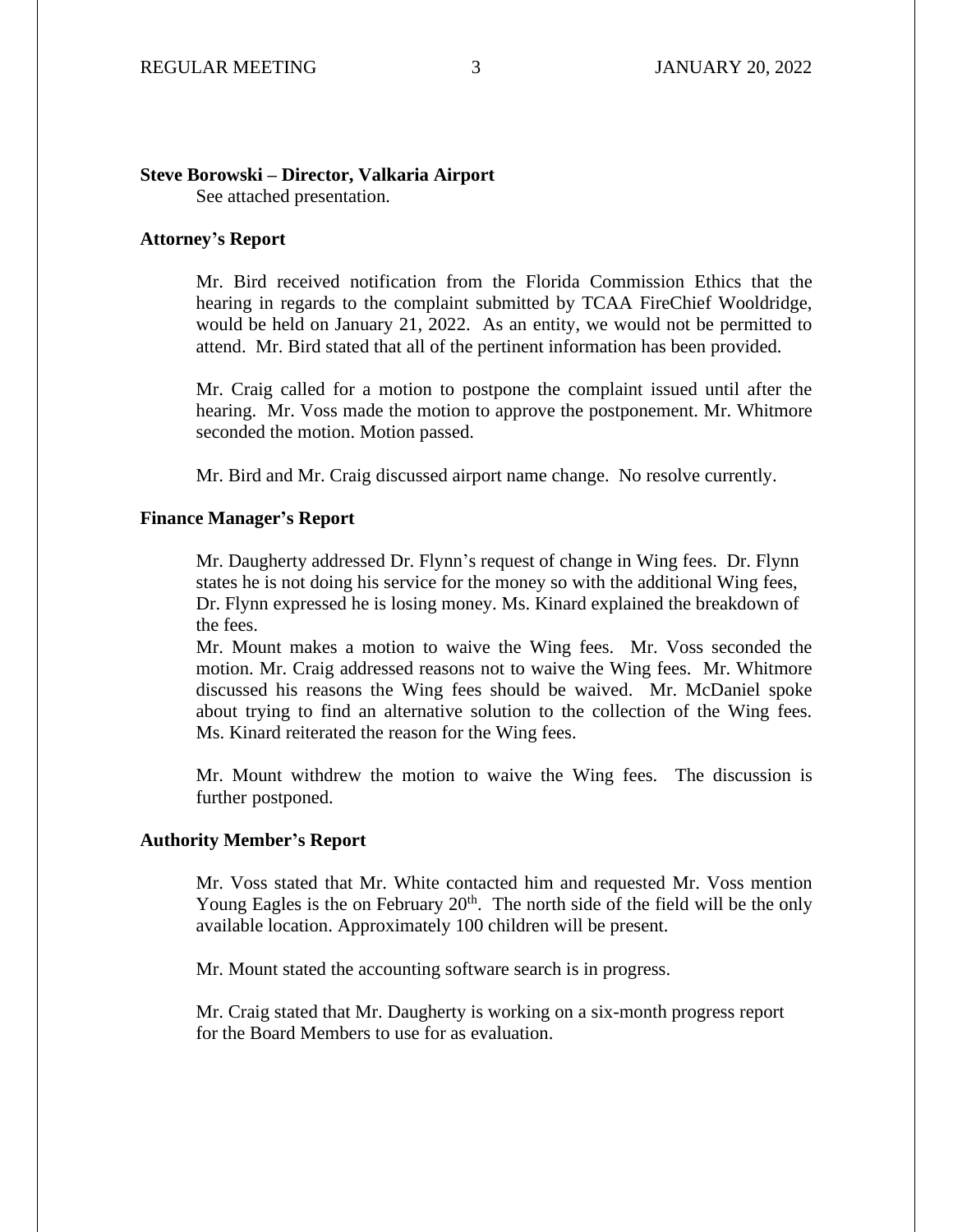**Steve Borowski – Director, Valkaria Airport**

See attached presentation.

**Attorney's Report**

Mr. Bird received notification from the Florida Commission Ethics that the hearing in regards to the complaint submitted by TCAA FireChief Wooldridge, would be held on January 21, 2022. As an entity, we would not be permitted to attend. Mr. Bird stated that all of the pertinent information has been provided.

Mr. Craig called for a motion to postpone the complaint issued until after the hearing. Mr. Voss made the motion to approve the postponement. Mr. Whitmore seconded the motion. Motion passed.

Mr. Bird and Mr. Craig discussed airport name change. No resolve currently.

**Finance Manager's Report**

Mr. Daugherty addressed Dr. Flynn's request of change in Wing fees. Dr. Flynn states he is not doing his service for the money so with the additional Wing fees, Dr. Flynn expressed he is losing money. Ms. Kinard explained the breakdown of the fees.

Mr. Mount makes a motion to waive the Wing fees. Mr. Voss seconded the motion. Mr. Craig addressed reasons not to waive the Wing fees. Mr. Whitmore discussed his reasons the Wing fees should be waived. Mr. McDaniel spoke about trying to find an alternative solution to the collection of the Wing fees. Ms. Kinard reiterated the reason for the Wing fees.

Mr. Mount withdrew the motion to waive the Wing fees. The discussion is further postponed.

**Authority Member's Report**

Mr. Voss stated that Mr. White contacted him and requested Mr. Voss mention Young Eagles is the on February 20th. The north side of the field will be the only available location. Approximately 100 children will be present.

Mr. Mount stated the accounting software search is in progress.

Mr. Craig stated that Mr. Daugherty is working on a six-month progress report for the Board Members to use for as evaluation.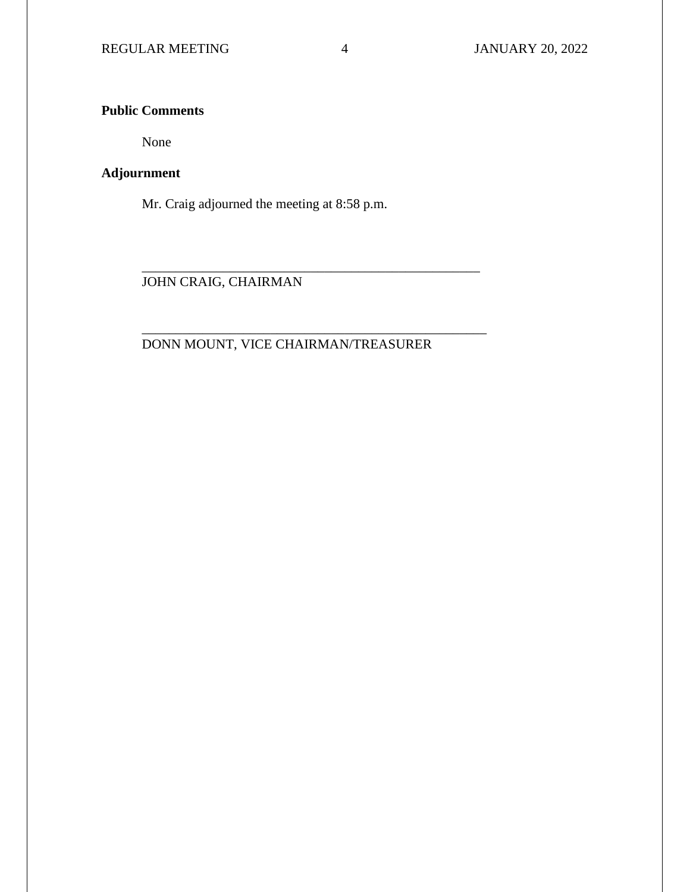**Public Comments**

None

**Adjournment**

Mr. Craig adjourned the meeting at 8:58 p.m.

\_\_\_\_\_\_\_\_\_\_\_\_\_\_\_\_\_\_\_\_\_\_\_\_\_\_\_\_\_\_\_\_\_\_\_\_\_\_\_\_\_\_\_\_\_\_\_\_

JOHN CRAIG, CHAIRMAN

\_\_\_\_\_\_\_\_\_\_\_\_\_\_\_\_\_\_\_\_\_\_\_\_\_\_\_\_\_\_\_\_\_\_\_\_\_\_\_\_\_\_\_\_\_\_\_\_

DONN MOUNT, VICE CHAIRMAN/TREASURER